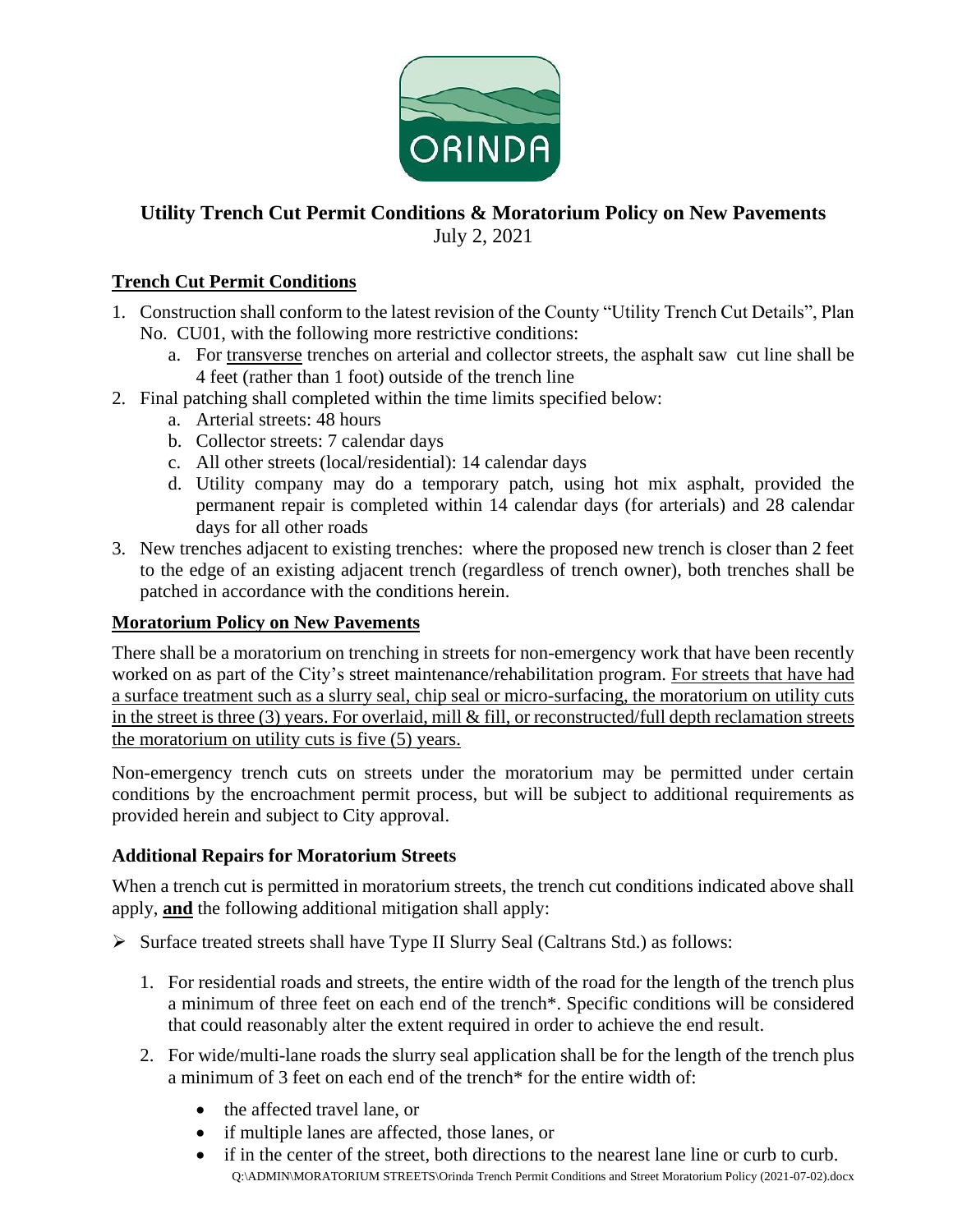ORINDA

# Utility Trench Cut Permit Conditions & Moratorium Policy on New Pavements

July 2, 2021

## Trench Cut Permit Conditions

1. Construction shall conform to the latest revision of the County "Utility Trench Cut Details", Plan No. CU01, with the following more restrictive conditions:
   a. For transverse trenches on arterial and collector streets, the asphalt saw cut line shall be 4 feet (rather than 1 foot) outside of the trench line
2. Final patching shall completed within the time limits specified below:
   a. Arterial streets: 48 hours
   b. Collector streets: 7 calendar days
   c. All other streets (local/residential): 14 calendar days
   d. Utility company may do a temporary patch, using hot mix asphalt, provided the permanent repair is completed within 14 calendar days (for arterials) and 28 calendar days for all other roads
3. New trenches adjacent to existing trenches: where the proposed new trench is closer than 2 feet to the edge of an existing adjacent trench (regardless of trench owner), both trenches shall be patched in accordance with the conditions herein.

## Moratorium Policy on New Pavements

There shall be a moratorium on trenching in streets for non-emergency work that have been recently worked on as part of the City's street maintenance/rehabilitation program. For streets that have had a surface treatment such as a slurry seal, chip seal or micro-surfacing, the moratorium on utility cuts in the street is three (3) years. For overlaid, mill & fill, or reconstructed/full depth reclamation streets the moratorium on utility cuts is five (5) years.

Non-emergency trench cuts on streets under the moratorium may be permitted under certain conditions by the encroachment permit process, but will be subject to additional requirements as provided herein and subject to City approval.

### Additional Repairs for Moratorium Streets

When a trench cut is permitted in moratorium streets, the trench cut conditions indicated above shall apply, **and** the following additional mitigation shall apply:

- Surface treated streets shall have Type II Slurry Seal (Caltrans Std.) as follows:
  1. For residential roads and streets, the entire width of the road for the length of the trench plus a minimum of three feet on each end of the trench*. Specific conditions will be considered that could reasonably alter the extent required in order to achieve the end result.
  2. For wide/multi-lane roads the slurry seal application shall be for the length of the trench plus a minimum of 3 feet on each end of the trench* for the entire width of:
     - the affected travel lane, or
     - if multiple lanes are affected, those lanes, or
     - if in the center of the street, both directions to the nearest lane line or curb to curb.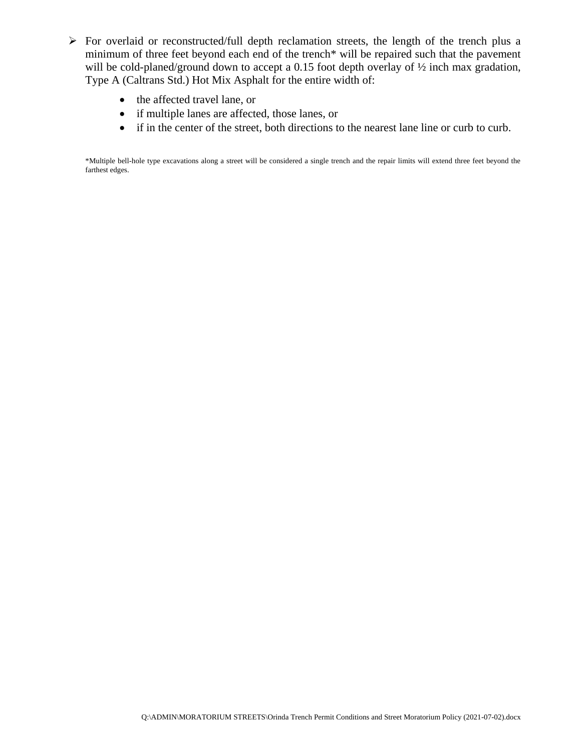- For overlaid or reconstructed/full depth reclamation streets, the length of the trench plus a minimum of three feet beyond each end of the trench* will be repaired such that the pavement will be cold-planed/ground down to accept a 0.15 foot depth overlay of ½ inch max gradation, Type A (Caltrans Std.) Hot Mix Asphalt for the entire width of:
  - the affected travel lane, or
  - if multiple lanes are affected, those lanes, or
  - if in the center of the street, both directions to the nearest lane line or curb to curb.

*Multiple bell-hole type excavations along a street will be considered a single trench and the repair limits will extend three feet beyond the farthest edges.